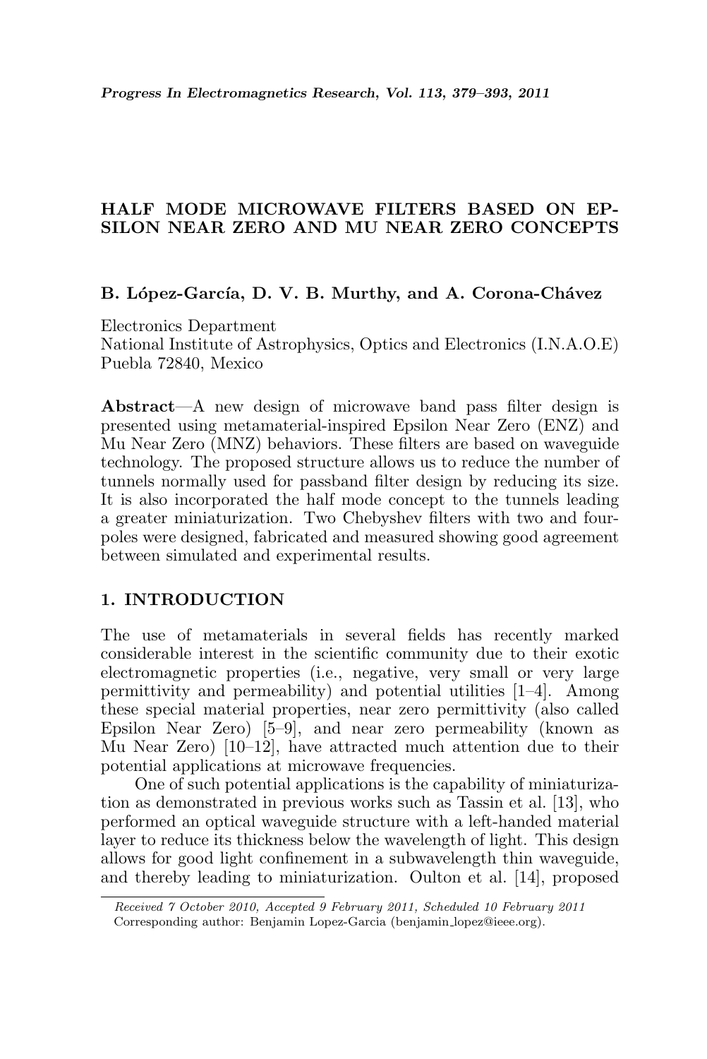# HALF MODE MICROWAVE FILTERS BASED ON EPSILON NEAR ZERO AND MU NEAR ZERO CONCEPTS

**B. López-García, D. V. B. Murthy, and A. Corona-Chávez**

Electronics Department
National Institute of Astrophysics, Optics and Electronics (I.N.A.O.E)
Puebla 72840, Mexico

**Abstract**—A new design of microwave band pass filter design is presented using metamaterial-inspired Epsilon Near Zero (ENZ) and Mu Near Zero (MNZ) behaviors. These filters are based on waveguide technology. The proposed structure allows us to reduce the number of tunnels normally used for passband filter design by reducing its size. It is also incorporated the half mode concept to the tunnels leading a greater miniaturization. Two Chebyshev filters with two and four-poles were designed, fabricated and measured showing good agreement between simulated and experimental results.

## 1. INTRODUCTION

The use of metamaterials in several fields has recently marked considerable interest in the scientific community due to their exotic electromagnetic properties (i.e., negative, very small or very large permittivity and permeability) and potential utilities [1–4]. Among these special material properties, near zero permittivity (also called Epsilon Near Zero) [5–9], and near zero permeability (known as Mu Near Zero) [10–12], have attracted much attention due to their potential applications at microwave frequencies.

One of such potential applications is the capability of miniaturization as demonstrated in previous works such as Tassin et al. [13], who performed an optical waveguide structure with a left-handed material layer to reduce its thickness below the wavelength of light. This design allows for good light confinement in a subwavelength thin waveguide, and thereby leading to miniaturization. Oulton et al. [14], proposed

*Received 7 October 2010, Accepted 9 February 2011, Scheduled 10 February 2011*
Corresponding author: Benjamin Lopez-Garcia (benjamin_lopez@ieee.org).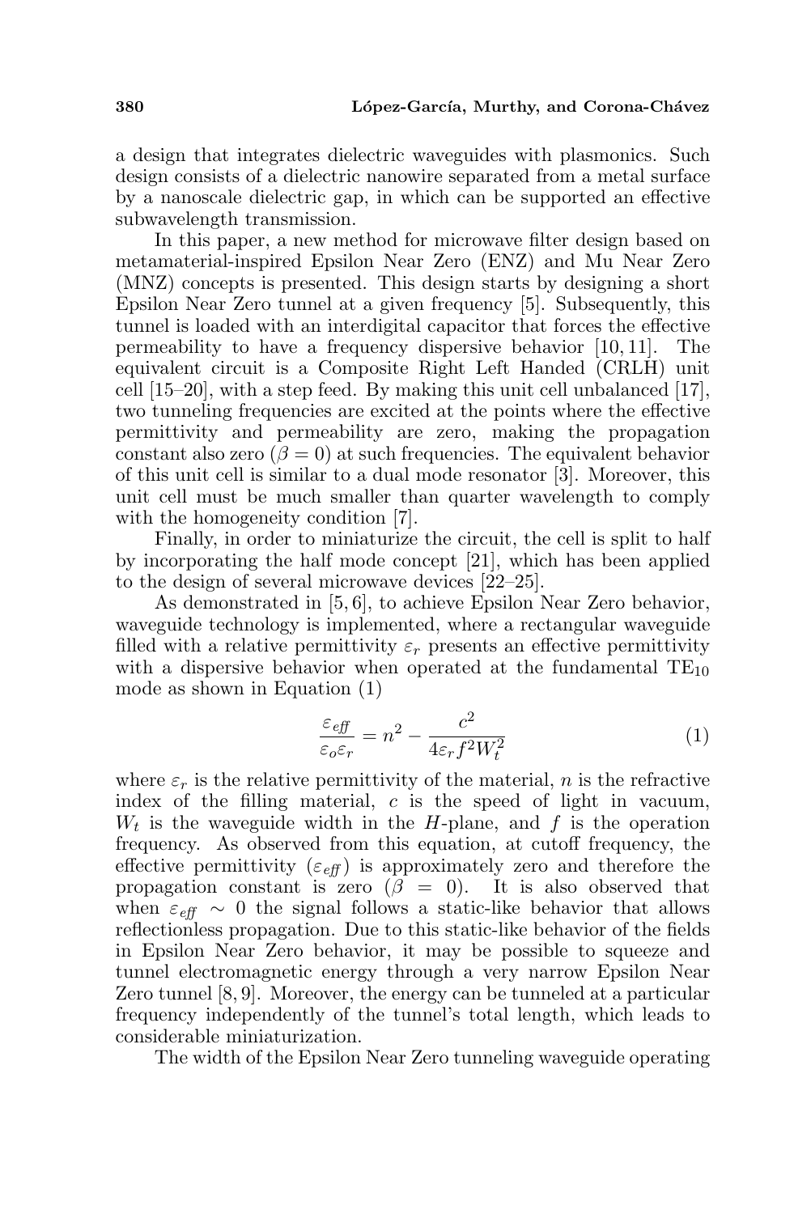a design that integrates dielectric waveguides with plasmonics. Such design consists of a dielectric nanowire separated from a metal surface by a nanoscale dielectric gap, in which can be supported an effective subwavelength transmission.

In this paper, a new method for microwave filter design based on metamaterial-inspired Epsilon Near Zero (ENZ) and Mu Near Zero (MNZ) concepts is presented. This design starts by designing a short Epsilon Near Zero tunnel at a given frequency [5]. Subsequently, this tunnel is loaded with an interdigital capacitor that forces the effective permeability to have a frequency dispersive behavior [10, 11]. The equivalent circuit is a Composite Right Left Handed (CRLH) unit cell [15–20], with a step feed. By making this unit cell unbalanced [17], two tunneling frequencies are excited at the points where the effective permittivity and permeability are zero, making the propagation constant also zero ($\beta = 0$) at such frequencies. The equivalent behavior of this unit cell is similar to a dual mode resonator [3]. Moreover, this unit cell must be much smaller than quarter wavelength to comply with the homogeneity condition [7].

Finally, in order to miniaturize the circuit, the cell is split to half by incorporating the half mode concept [21], which has been applied to the design of several microwave devices [22–25].

As demonstrated in [5, 6], to achieve Epsilon Near Zero behavior, waveguide technology is implemented, where a rectangular waveguide filled with a relative permittivity $\varepsilon_r$ presents an effective permittivity with a dispersive behavior when operated at the fundamental $\mathrm{TE}_{10}$ mode as shown in Equation (1)

$$\frac{\varepsilon_{eff}}{\varepsilon_o \varepsilon_r} = n^2 - \frac{c^2}{4\varepsilon_r f^2 W_t^2} \tag{1}$$

where $\varepsilon_r$ is the relative permittivity of the material, $n$ is the refractive index of the filling material, $c$ is the speed of light in vacuum, $W_t$ is the waveguide width in the $H$-plane, and $f$ is the operation frequency. As observed from this equation, at cutoff frequency, the effective permittivity ($\varepsilon_{eff}$) is approximately zero and therefore the propagation constant is zero ($\beta = 0$). It is also observed that when $\varepsilon_{eff} \sim 0$ the signal follows a static-like behavior that allows reflectionless propagation. Due to this static-like behavior of the fields in Epsilon Near Zero behavior, it may be possible to squeeze and tunnel electromagnetic energy through a very narrow Epsilon Near Zero tunnel [8, 9]. Moreover, the energy can be tunneled at a particular frequency independently of the tunnel's total length, which leads to considerable miniaturization.

The width of the Epsilon Near Zero tunneling waveguide operating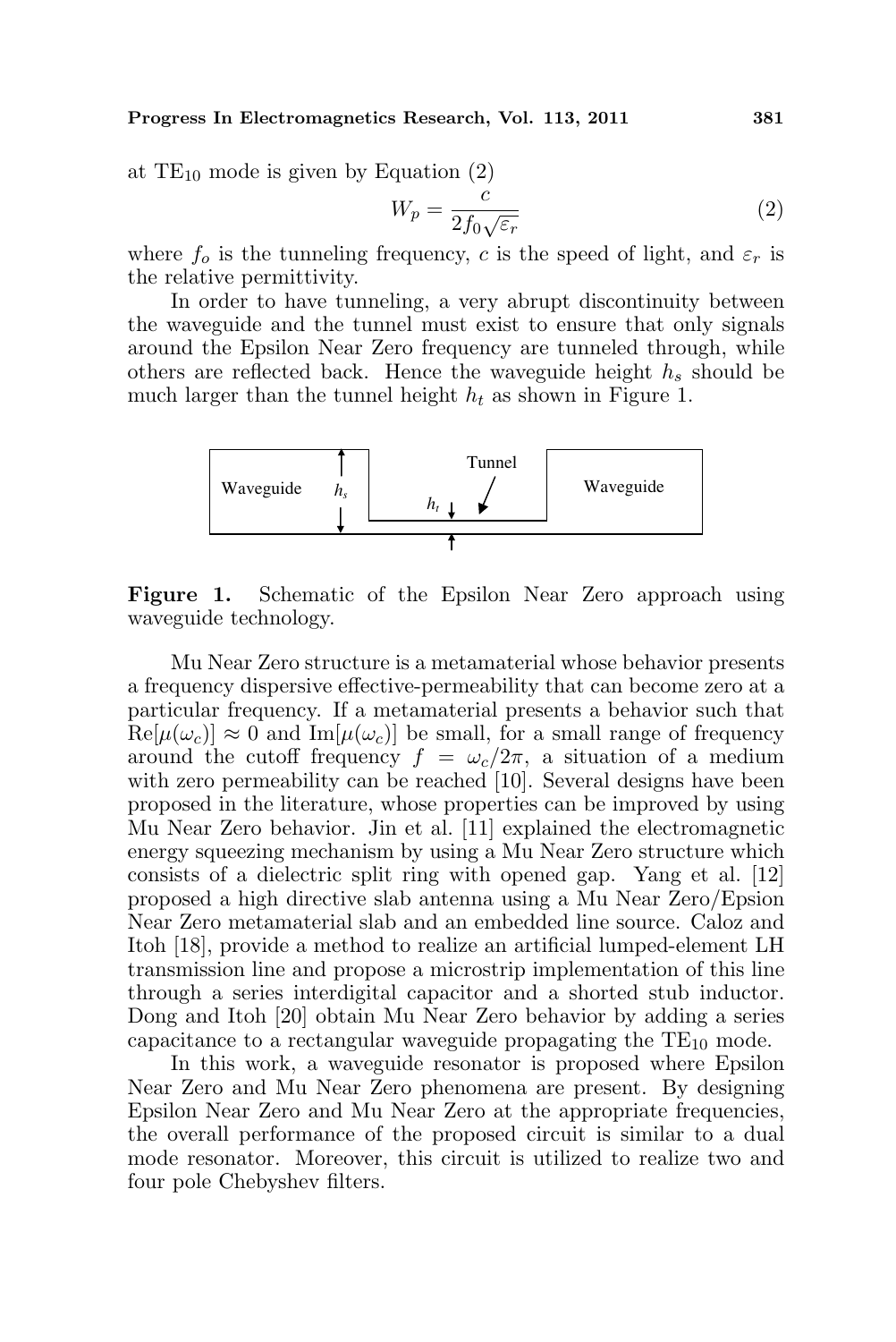at $TE_{10}$ mode is given by Equation (2)

$$W_p = \frac{c}{2f_0\sqrt{\varepsilon_r}} \tag{2}$$

where $f_o$ is the tunneling frequency, $c$ is the speed of light, and $\varepsilon_r$ is the relative permittivity.

In order to have tunneling, a very abrupt discontinuity between the waveguide and the tunnel must exist to ensure that only signals around the Epsilon Near Zero frequency are tunneled through, while others are reflected back. Hence the waveguide height $h_s$ should be much larger than the tunnel height $h_t$ as shown in Figure 1.

**Figure 1.** Schematic of the Epsilon Near Zero approach using waveguide technology.

Mu Near Zero structure is a metamaterial whose behavior presents a frequency dispersive effective-permeability that can become zero at a particular frequency. If a metamaterial presents a behavior such that $\mathrm{Re}[\mu(\omega_c)] \approx 0$ and $\mathrm{Im}[\mu(\omega_c)]$ be small, for a small range of frequency around the cutoff frequency $f = \omega_c/2\pi$, a situation of a medium with zero permeability can be reached [10]. Several designs have been proposed in the literature, whose properties can be improved by using Mu Near Zero behavior. Jin et al. [11] explained the electromagnetic energy squeezing mechanism by using a Mu Near Zero structure which consists of a dielectric split ring with opened gap. Yang et al. [12] proposed a high directive slab antenna using a Mu Near Zero/Epsion Near Zero metamaterial slab and an embedded line source. Caloz and Itoh [18], provide a method to realize an artificial lumped-element LH transmission line and propose a microstrip implementation of this line through a series interdigital capacitor and a shorted stub inductor. Dong and Itoh [20] obtain Mu Near Zero behavior by adding a series capacitance to a rectangular waveguide propagating the $TE_{10}$ mode.

In this work, a waveguide resonator is proposed where Epsilon Near Zero and Mu Near Zero phenomena are present. By designing Epsilon Near Zero and Mu Near Zero at the appropriate frequencies, the overall performance of the proposed circuit is similar to a dual mode resonator. Moreover, this circuit is utilized to realize two and four pole Chebyshev filters.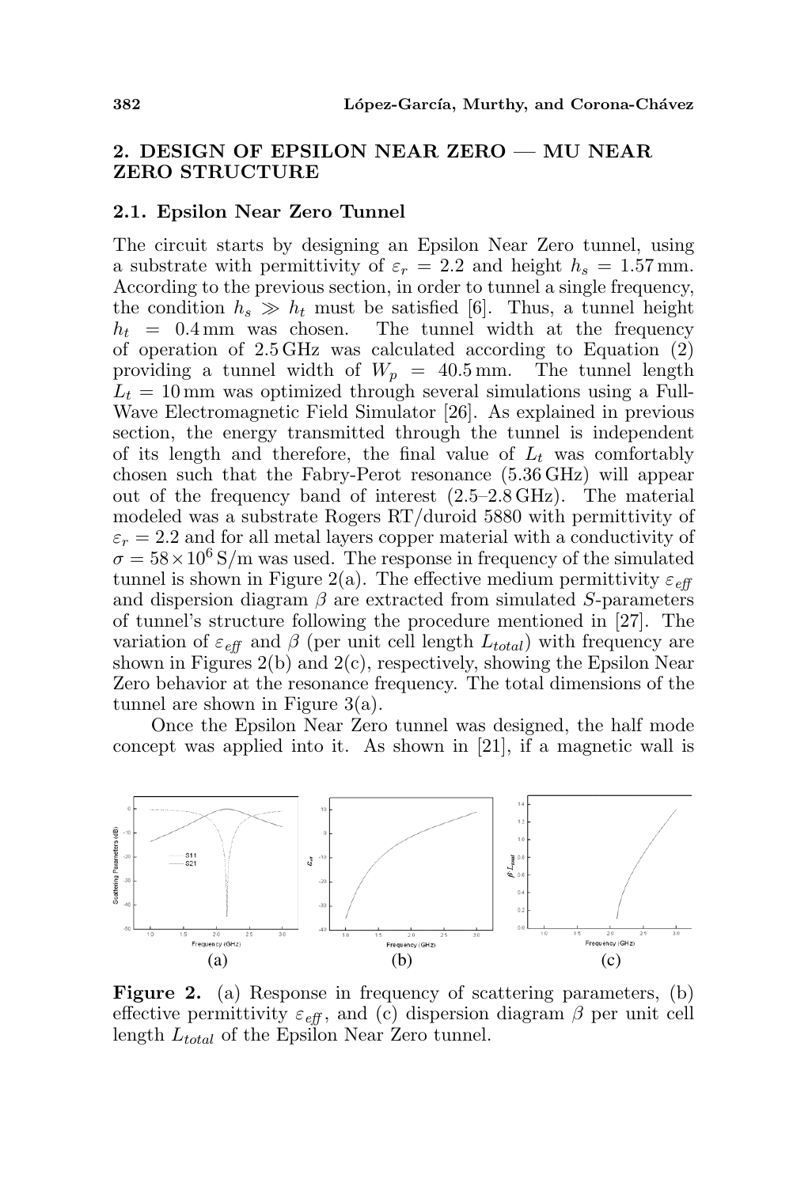## 2. DESIGN OF EPSILON NEAR ZERO — MU NEAR ZERO STRUCTURE

### 2.1. Epsilon Near Zero Tunnel

The circuit starts by designing an Epsilon Near Zero tunnel, using a substrate with permittivity of $\varepsilon_r = 2.2$ and height $h_s = 1.57\,\text{mm}$. According to the previous section, in order to tunnel a single frequency, the condition $h_s \gg h_t$ must be satisfied [6]. Thus, a tunnel height $h_t = 0.4\,\text{mm}$ was chosen. The tunnel width at the frequency of operation of 2.5 GHz was calculated according to Equation (2) providing a tunnel width of $W_p = 40.5\,\text{mm}$. The tunnel length $L_t = 10\,\text{mm}$ was optimized through several simulations using a Full-Wave Electromagnetic Field Simulator [26]. As explained in previous section, the energy transmitted through the tunnel is independent of its length and therefore, the final value of $L_t$ was comfortably chosen such that the Fabry-Perot resonance (5.36 GHz) will appear out of the frequency band of interest (2.5–2.8 GHz). The material modeled was a substrate Rogers RT/duroid 5880 with permittivity of $\varepsilon_r = 2.2$ and for all metal layers copper material with a conductivity of $\sigma = 58 \times 10^6\,\text{S/m}$ was used. The response in frequency of the simulated tunnel is shown in Figure 2(a). The effective medium permittivity $\varepsilon_{eff}$ and dispersion diagram $\beta$ are extracted from simulated $S$-parameters of tunnel's structure following the procedure mentioned in [27]. The variation of $\varepsilon_{eff}$ and $\beta$ (per unit cell length $L_{total}$) with frequency are shown in Figures 2(b) and 2(c), respectively, showing the Epsilon Near Zero behavior at the resonance frequency. The total dimensions of the tunnel are shown in Figure 3(a).

Once the Epsilon Near Zero tunnel was designed, the half mode concept was applied into it. As shown in [21], if a magnetic wall is

(a) (b) (c)

**Figure 2.** (a) Response in frequency of scattering parameters, (b) effective permittivity $\varepsilon_{eff}$, and (c) dispersion diagram $\beta$ per unit cell length $L_{total}$ of the Epsilon Near Zero tunnel.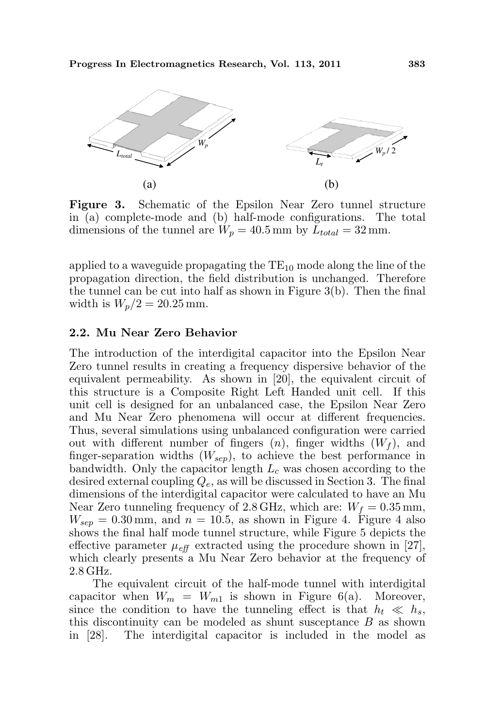**Figure 3.** Schematic of the Epsilon Near Zero tunnel structure in (a) complete-mode and (b) half-mode configurations. The total dimensions of the tunnel are $W_p = 40.5\,\text{mm}$ by $L_{total} = 32\,\text{mm}$.

applied to a waveguide propagating the $\text{TE}_{10}$ mode along the line of the propagation direction, the field distribution is unchanged. Therefore the tunnel can be cut into half as shown in Figure 3(b). Then the final width is $W_p/2 = 20.25\,\text{mm}$.

### 2.2. Mu Near Zero Behavior

The introduction of the interdigital capacitor into the Epsilon Near Zero tunnel results in creating a frequency dispersive behavior of the equivalent permeability. As shown in [20], the equivalent circuit of this structure is a Composite Right Left Handed unit cell. If this unit cell is designed for an unbalanced case, the Epsilon Near Zero and Mu Near Zero phenomena will occur at different frequencies. Thus, several simulations using unbalanced configuration were carried out with different number of fingers ($n$), finger widths ($W_f$), and finger-separation widths ($W_{sep}$), to achieve the best performance in bandwidth. Only the capacitor length $L_c$ was chosen according to the desired external coupling $Q_e$, as will be discussed in Section 3. The final dimensions of the interdigital capacitor were calculated to have an Mu Near Zero tunneling frequency of 2.8 GHz, which are: $W_f = 0.35\,\text{mm}$, $W_{sep} = 0.30\,\text{mm}$, and $n = 10.5$, as shown in Figure 4. Figure 4 also shows the final half mode tunnel structure, while Figure 5 depicts the effective parameter $\mu_{\mathit{eff}}$ extracted using the procedure shown in [27], which clearly presents a Mu Near Zero behavior at the frequency of 2.8 GHz.

The equivalent circuit of the half-mode tunnel with interdigital capacitor when $W_m = W_{m1}$ is shown in Figure 6(a). Moreover, since the condition to have the tunneling effect is that $h_t \ll h_s$, this discontinuity can be modeled as shunt susceptance $B$ as shown in [28]. The interdigital capacitor is included in the model as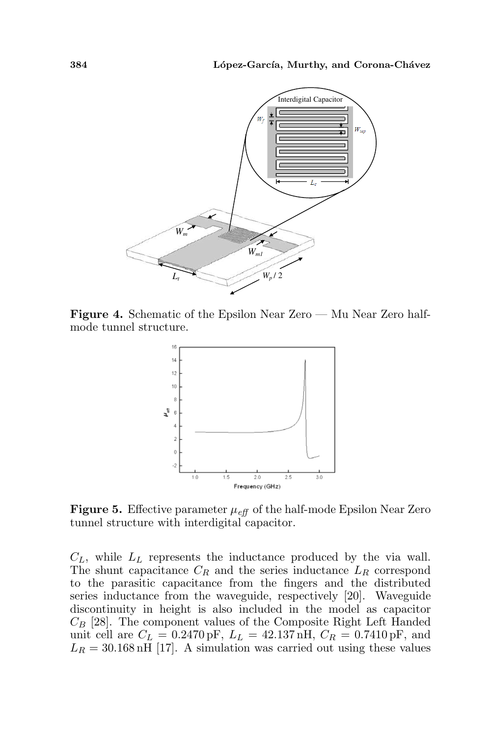**Figure 4.** Schematic of the Epsilon Near Zero — Mu Near Zero half-mode tunnel structure.

**Figure 5.** Effective parameter $\mu_{eff}$ of the half-mode Epsilon Near Zero tunnel structure with interdigital capacitor.

$C_L$, while $L_L$ represents the inductance produced by the via wall. The shunt capacitance $C_R$ and the series inductance $L_R$ correspond to the parasitic capacitance from the fingers and the distributed series inductance from the waveguide, respectively [20]. Waveguide discontinuity in height is also included in the model as capacitor $C_B$ [28]. The component values of the Composite Right Left Handed unit cell are $C_L = 0.2470\,\text{pF}$, $L_L = 42.137\,\text{nH}$, $C_R = 0.7410\,\text{pF}$, and $L_R = 30.168\,\text{nH}$ [17]. A simulation was carried out using these values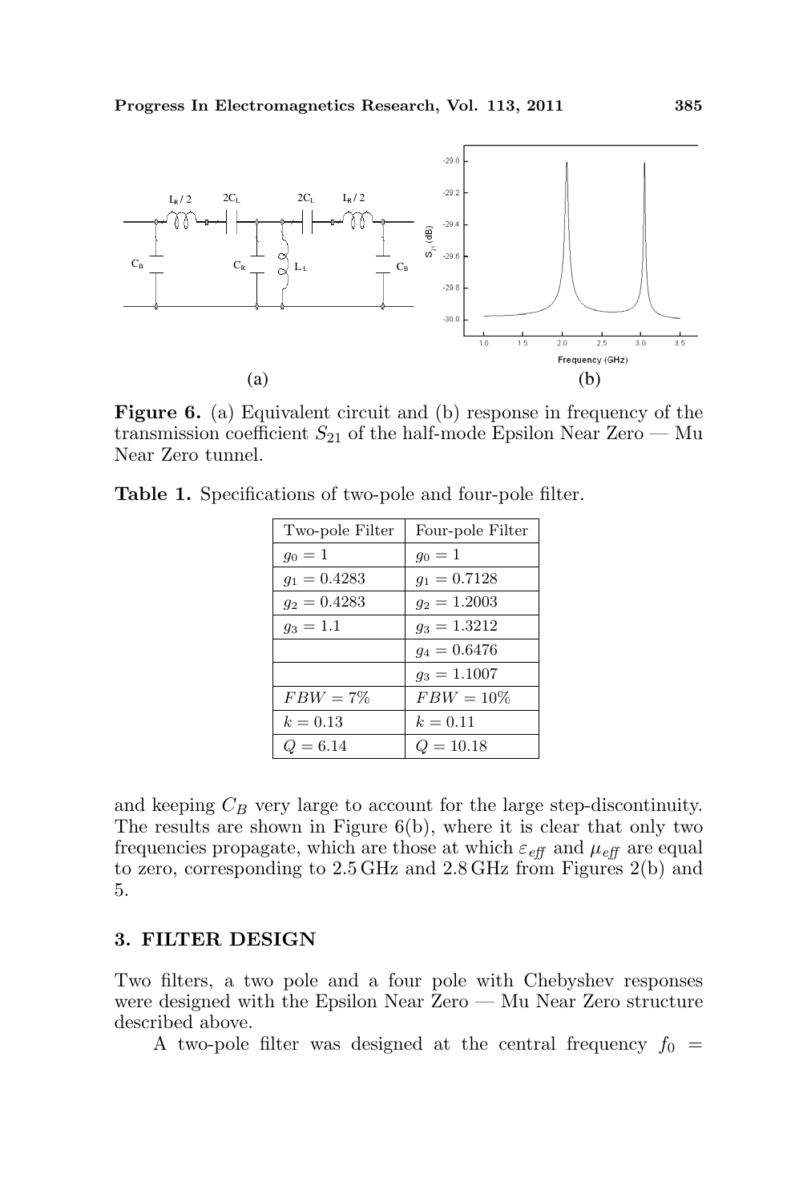**Figure 6.** (a) Equivalent circuit and (b) response in frequency of the transmission coefficient $S_{21}$ of the half-mode Epsilon Near Zero — Mu Near Zero tunnel.

**Table 1.** Specifications of two-pole and four-pole filter.

| Two-pole Filter | Four-pole Filter |
|---|---|
| $g_0 = 1$ | $g_0 = 1$ |
| $g_1 = 0.4283$ | $g_1 = 0.7128$ |
| $g_2 = 0.4283$ | $g_2 = 1.2003$ |
| $g_3 = 1.1$ | $g_3 = 1.3212$ |
| | $g_4 = 0.6476$ |
| | $g_3 = 1.1007$ |
| $FBW = 7\%$ | $FBW = 10\%$ |
| $k = 0.13$ | $k = 0.11$ |
| $Q = 6.14$ | $Q = 10.18$ |

and keeping $C_B$ very large to account for the large step-discontinuity. The results are shown in Figure 6(b), where it is clear that only two frequencies propagate, which are those at which $\varepsilon_{eff}$ and $\mu_{eff}$ are equal to zero, corresponding to 2.5 GHz and 2.8 GHz from Figures 2(b) and 5.

## 3. FILTER DESIGN

Two filters, a two pole and a four pole with Chebyshev responses were designed with the Epsilon Near Zero — Mu Near Zero structure described above.

A two-pole filter was designed at the central frequency $f_0 =$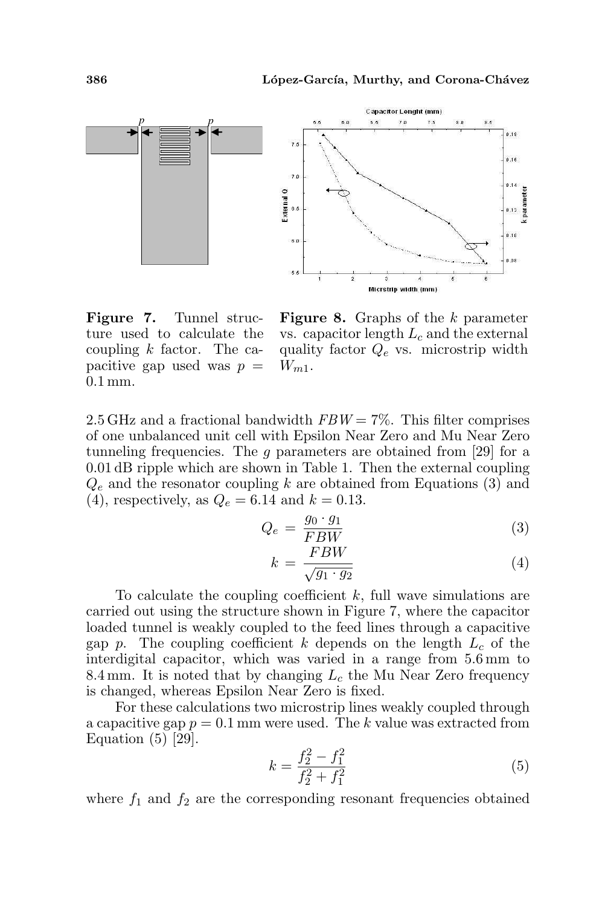**Figure 7.** Tunnel structure used to calculate the coupling $k$ factor. The capacitive gap used was $p = 0.1$ mm.

**Figure 8.** Graphs of the $k$ parameter vs. capacitor length $L_c$ and the external quality factor $Q_e$ vs. microstrip width $W_{m1}$.

2.5 GHz and a fractional bandwidth $FBW = 7\%$. This filter comprises of one unbalanced unit cell with Epsilon Near Zero and Mu Near Zero tunneling frequencies. The $g$ parameters are obtained from [29] for a 0.01 dB ripple which are shown in Table 1. Then the external coupling $Q_e$ and the resonator coupling $k$ are obtained from Equations (3) and (4), respectively, as $Q_e = 6.14$ and $k = 0.13$.

$$Q_e = \frac{g_0 \cdot g_1}{FBW} \tag{3}$$

$$k = \frac{FBW}{\sqrt{g_1 \cdot g_2}} \tag{4}$$

To calculate the coupling coefficient $k$, full wave simulations are carried out using the structure shown in Figure 7, where the capacitor loaded tunnel is weakly coupled to the feed lines through a capacitive gap $p$. The coupling coefficient $k$ depends on the length $L_c$ of the interdigital capacitor, which was varied in a range from 5.6 mm to 8.4 mm. It is noted that by changing $L_c$ the Mu Near Zero frequency is changed, whereas Epsilon Near Zero is fixed.

For these calculations two microstrip lines weakly coupled through a capacitive gap $p = 0.1$ mm were used. The $k$ value was extracted from Equation (5) [29].

$$k = \frac{f_2^2 - f_1^2}{f_2^2 + f_1^2} \tag{5}$$

where $f_1$ and $f_2$ are the corresponding resonant frequencies obtained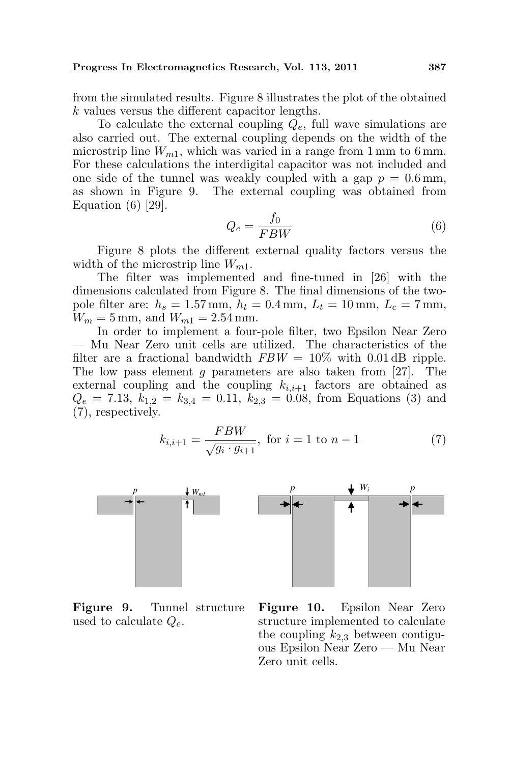from the simulated results. Figure 8 illustrates the plot of the obtained $k$ values versus the different capacitor lengths.

To calculate the external coupling $Q_e$, full wave simulations are also carried out. The external coupling depends on the width of the microstrip line $W_{m1}$, which was varied in a range from 1 mm to 6 mm. For these calculations the interdigital capacitor was not included and one side of the tunnel was weakly coupled with a gap $p = 0.6$ mm, as shown in Figure 9. The external coupling was obtained from Equation (6) [29].

$$Q_e = \frac{f_0}{FBW} \tag{6}$$

Figure 8 plots the different external quality factors versus the width of the microstrip line $W_{m1}$.

The filter was implemented and fine-tuned in [26] with the dimensions calculated from Figure 8. The final dimensions of the two-pole filter are: $h_s = 1.57$ mm, $h_t = 0.4$ mm, $L_t = 10$ mm, $L_c = 7$ mm, $W_m = 5$ mm, and $W_{m1} = 2.54$ mm.

In order to implement a four-pole filter, two Epsilon Near Zero — Mu Near Zero unit cells are utilized. The characteristics of the filter are a fractional bandwidth $FBW = 10\%$ with 0.01 dB ripple. The low pass element $g$ parameters are also taken from [27]. The external coupling and the coupling $k_{i,i+1}$ factors are obtained as $Q_e = 7.13$, $k_{1,2} = k_{3,4} = 0.11$, $k_{2,3} = 0.08$, from Equations (3) and (7), respectively.

$$k_{i,i+1} = \frac{FBW}{\sqrt{g_i \cdot g_{i+1}}}, \text{ for } i = 1 \text{ to } n-1 \tag{7}$$

**Figure 9.** Tunnel structure used to calculate $Q_e$.

**Figure 10.** Epsilon Near Zero structure implemented to calculate the coupling $k_{2,3}$ between contiguous Epsilon Near Zero — Mu Near Zero unit cells.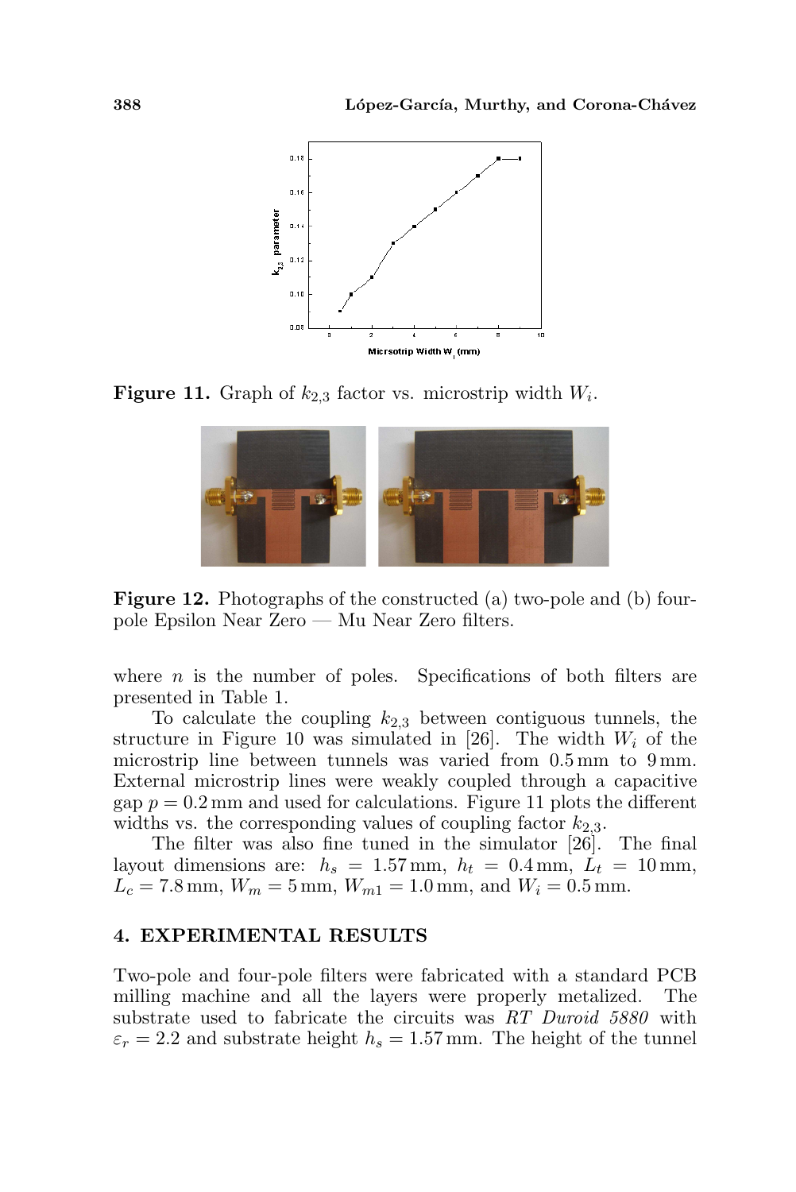**Figure 11.** Graph of $k_{2,3}$ factor vs. microstrip width $W_i$.

**Figure 12.** Photographs of the constructed (a) two-pole and (b) four-pole Epsilon Near Zero — Mu Near Zero filters.

where $n$ is the number of poles. Specifications of both filters are presented in Table 1.

To calculate the coupling $k_{2,3}$ between contiguous tunnels, the structure in Figure 10 was simulated in [26]. The width $W_i$ of the microstrip line between tunnels was varied from 0.5 mm to 9 mm. External microstrip lines were weakly coupled through a capacitive gap $p = 0.2$ mm and used for calculations. Figure 11 plots the different widths vs. the corresponding values of coupling factor $k_{2,3}$.

The filter was also fine tuned in the simulator [26]. The final layout dimensions are: $h_s = 1.57$ mm, $h_t = 0.4$ mm, $L_t = 10$ mm, $L_c = 7.8$ mm, $W_m = 5$ mm, $W_{m1} = 1.0$ mm, and $W_i = 0.5$ mm.

## 4. EXPERIMENTAL RESULTS

Two-pole and four-pole filters were fabricated with a standard PCB milling machine and all the layers were properly metalized. The substrate used to fabricate the circuits was *RT Duroid 5880* with $\varepsilon_r = 2.2$ and substrate height $h_s = 1.57$ mm. The height of the tunnel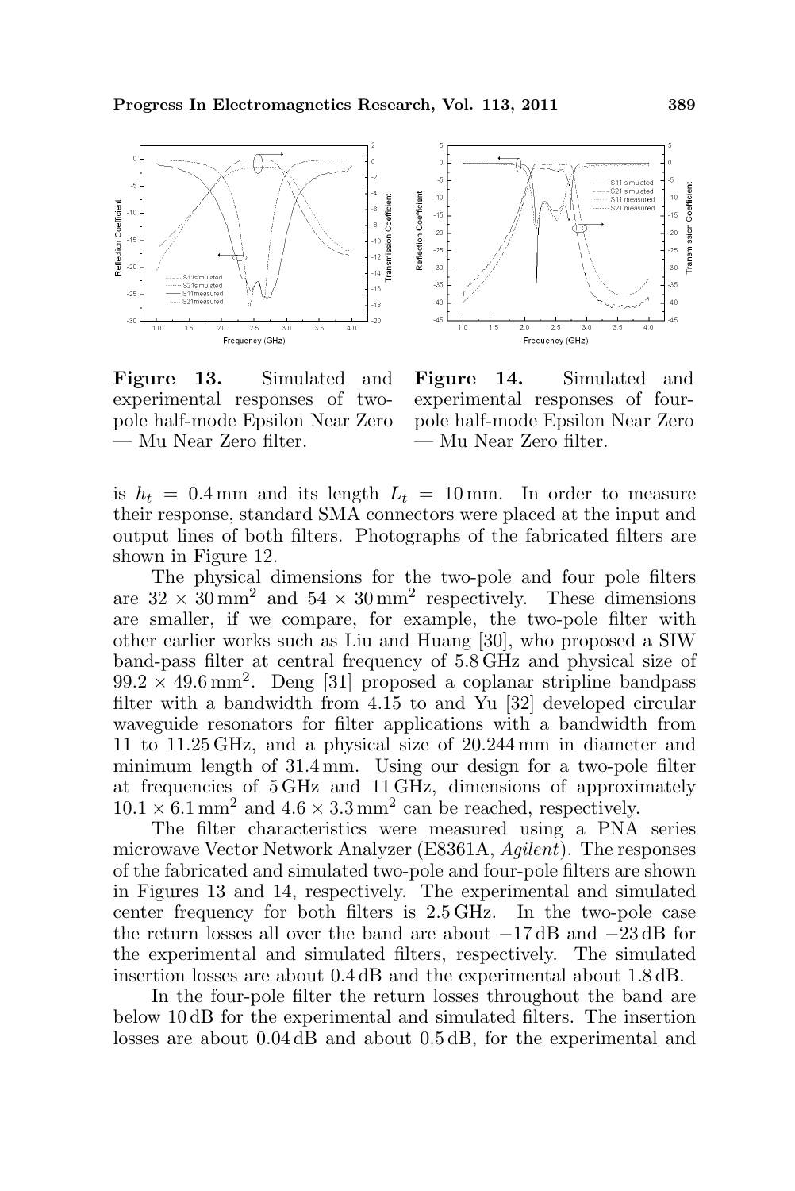**Figure 13.** Simulated and experimental responses of two-pole half-mode Epsilon Near Zero — Mu Near Zero filter.

**Figure 14.** Simulated and experimental responses of four-pole half-mode Epsilon Near Zero — Mu Near Zero filter.

is $h_t = 0.4$ mm and its length $L_t = 10$ mm. In order to measure their response, standard SMA connectors were placed at the input and output lines of both filters. Photographs of the fabricated filters are shown in Figure 12.

The physical dimensions for the two-pole and four pole filters are $32 \times 30\,\text{mm}^2$ and $54 \times 30\,\text{mm}^2$ respectively. These dimensions are smaller, if we compare, for example, the two-pole filter with other earlier works such as Liu and Huang [30], who proposed a SIW band-pass filter at central frequency of 5.8 GHz and physical size of $99.2 \times 49.6\,\text{mm}^2$. Deng [31] proposed a coplanar stripline bandpass filter with a bandwidth from 4.15 to and Yu [32] developed circular waveguide resonators for filter applications with a bandwidth from 11 to 11.25 GHz, and a physical size of 20.244 mm in diameter and minimum length of 31.4 mm. Using our design for a two-pole filter at frequencies of 5 GHz and 11 GHz, dimensions of approximately $10.1 \times 6.1\,\text{mm}^2$ and $4.6 \times 3.3\,\text{mm}^2$ can be reached, respectively.

The filter characteristics were measured using a PNA series microwave Vector Network Analyzer (E8361A, *Agilent*). The responses of the fabricated and simulated two-pole and four-pole filters are shown in Figures 13 and 14, respectively. The experimental and simulated center frequency for both filters is 2.5 GHz. In the two-pole case the return losses all over the band are about $-17$ dB and $-23$ dB for the experimental and simulated filters, respectively. The simulated insertion losses are about 0.4 dB and the experimental about 1.8 dB.

In the four-pole filter the return losses throughout the band are below 10 dB for the experimental and simulated filters. The insertion losses are about 0.04 dB and about 0.5 dB, for the experimental and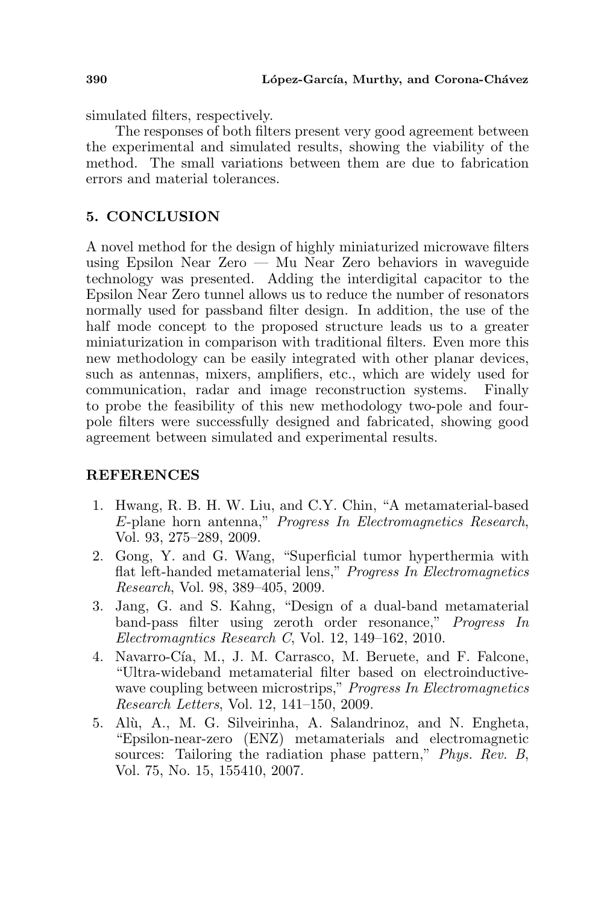simulated filters, respectively.

The responses of both filters present very good agreement between the experimental and simulated results, showing the viability of the method. The small variations between them are due to fabrication errors and material tolerances.

## 5. CONCLUSION

A novel method for the design of highly miniaturized microwave filters using Epsilon Near Zero — Mu Near Zero behaviors in waveguide technology was presented. Adding the interdigital capacitor to the Epsilon Near Zero tunnel allows us to reduce the number of resonators normally used for passband filter design. In addition, the use of the half mode concept to the proposed structure leads us to a greater miniaturization in comparison with traditional filters. Even more this new methodology can be easily integrated with other planar devices, such as antennas, mixers, amplifiers, etc., which are widely used for communication, radar and image reconstruction systems. Finally to probe the feasibility of this new methodology two-pole and four-pole filters were successfully designed and fabricated, showing good agreement between simulated and experimental results.

## REFERENCES

1. Hwang, R. B. H. W. Liu, and C.Y. Chin, "A metamaterial-based *E*-plane horn antenna," *Progress In Electromagnetics Research*, Vol. 93, 275–289, 2009.
2. Gong, Y. and G. Wang, "Superficial tumor hyperthermia with flat left-handed metamaterial lens," *Progress In Electromagnetics Research*, Vol. 98, 389–405, 2009.
3. Jang, G. and S. Kahng, "Design of a dual-band metamaterial band-pass filter using zeroth order resonance," *Progress In Electromagntics Research C*, Vol. 12, 149–162, 2010.
4. Navarro-Cía, M., J. M. Carrasco, M. Beruete, and F. Falcone, "Ultra-wideband metamaterial filter based on electroinductive-wave coupling between microstrips," *Progress In Electromagnetics Research Letters*, Vol. 12, 141–150, 2009.
5. Alù, A., M. G. Silveirinha, A. Salandrinoz, and N. Engheta, "Epsilon-near-zero (ENZ) metamaterials and electromagnetic sources: Tailoring the radiation phase pattern," *Phys. Rev. B*, Vol. 75, No. 15, 155410, 2007.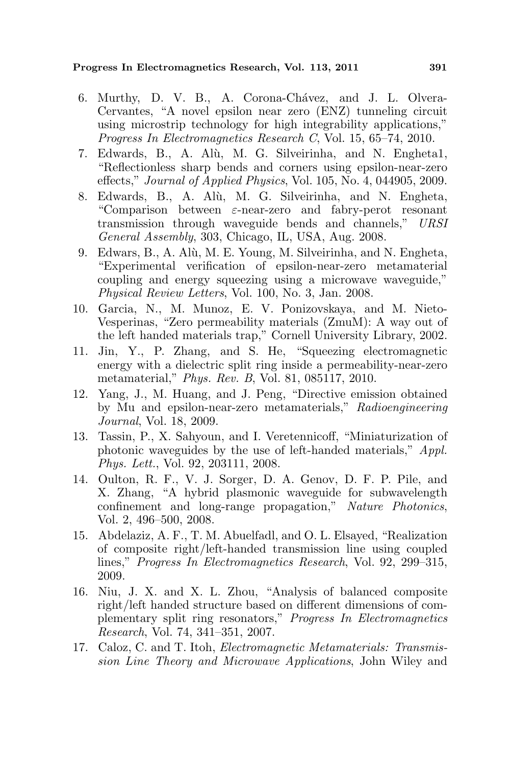6. Murthy, D. V. B., A. Corona-Chávez, and J. L. Olvera-Cervantes, "A novel epsilon near zero (ENZ) tunneling circuit using microstrip technology for high integrability applications," *Progress In Electromagnetics Research C*, Vol. 15, 65–74, 2010.
7. Edwards, B., A. Alù, M. G. Silveirinha, and N. Engheta1, "Reflectionless sharp bends and corners using epsilon-near-zero effects," *Journal of Applied Physics*, Vol. 105, No. 4, 044905, 2009.
8. Edwards, B., A. Alù, M. G. Silveirinha, and N. Engheta, "Comparison between $\varepsilon$-near-zero and fabry-perot resonant transmission through waveguide bends and channels," *URSI General Assembly*, 303, Chicago, IL, USA, Aug. 2008.
9. Edwars, B., A. Alù, M. E. Young, M. Silveirinha, and N. Engheta, "Experimental verification of epsilon-near-zero metamaterial coupling and energy squeezing using a microwave waveguide," *Physical Review Letters*, Vol. 100, No. 3, Jan. 2008.
10. Garcia, N., M. Munoz, E. V. Ponizovskaya, and M. Nieto-Vesperinas, "Zero permeability materials (ZmuM): A way out of the left handed materials trap," Cornell University Library, 2002.
11. Jin, Y., P. Zhang, and S. He, "Squeezing electromagnetic energy with a dielectric split ring inside a permeability-near-zero metamaterial," *Phys. Rev. B*, Vol. 81, 085117, 2010.
12. Yang, J., M. Huang, and J. Peng, "Directive emission obtained by Mu and epsilon-near-zero metamaterials," *Radioengineering Journal*, Vol. 18, 2009.
13. Tassin, P., X. Sahyoun, and I. Veretennicoff, "Miniaturization of photonic waveguides by the use of left-handed materials," *Appl. Phys. Lett.*, Vol. 92, 203111, 2008.
14. Oulton, R. F., V. J. Sorger, D. A. Genov, D. F. P. Pile, and X. Zhang, "A hybrid plasmonic waveguide for subwavelength confinement and long-range propagation," *Nature Photonics*, Vol. 2, 496–500, 2008.
15. Abdelaziz, A. F., T. M. Abuelfadl, and O. L. Elsayed, "Realization of composite right/left-handed transmission line using coupled lines," *Progress In Electromagnetics Research*, Vol. 92, 299–315, 2009.
16. Niu, J. X. and X. L. Zhou, "Analysis of balanced composite right/left handed structure based on different dimensions of complementary split ring resonators," *Progress In Electromagnetics Research*, Vol. 74, 341–351, 2007.
17. Caloz, C. and T. Itoh, *Electromagnetic Metamaterials: Transmission Line Theory and Microwave Applications*, John Wiley and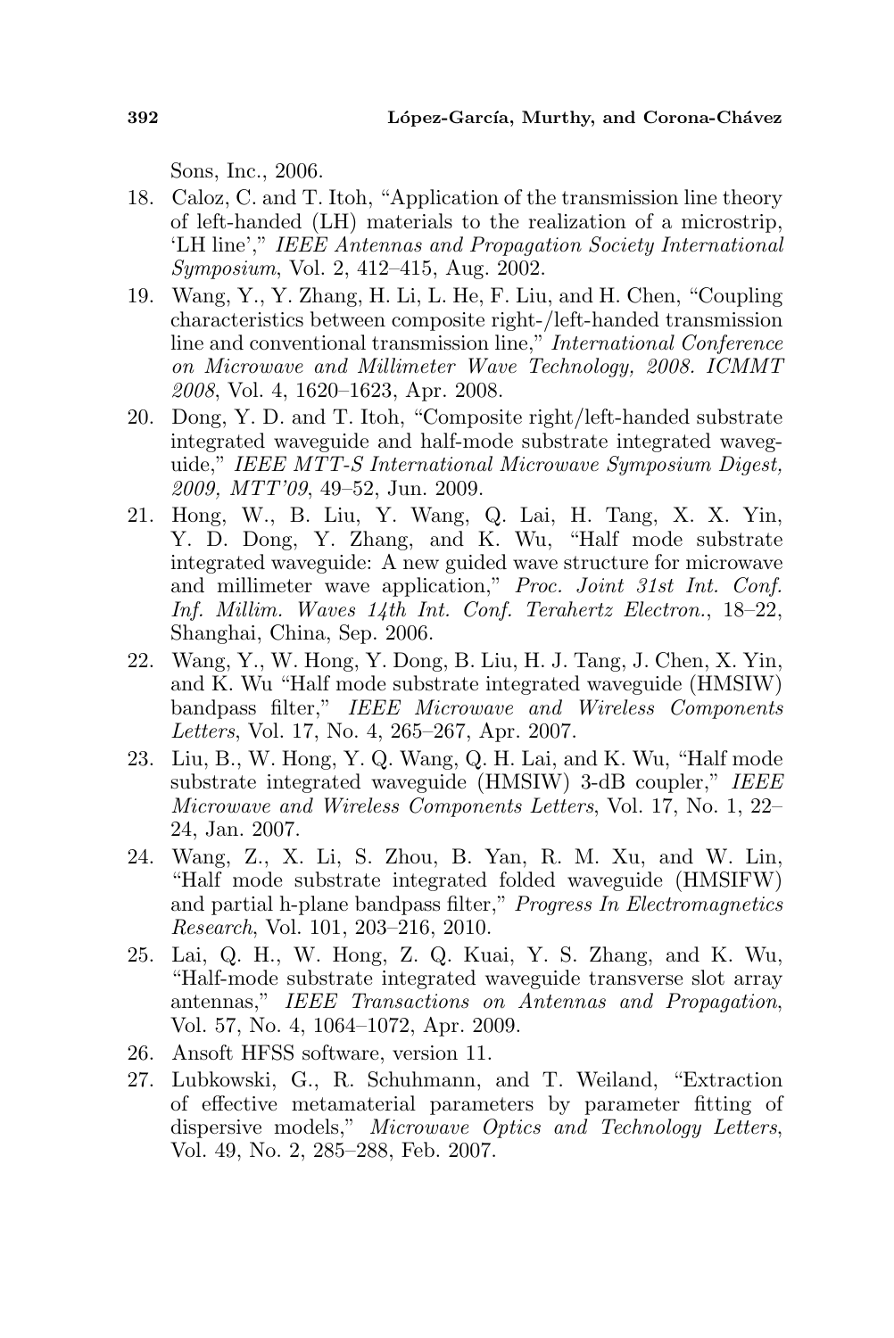Sons, Inc., 2006.

18. Caloz, C. and T. Itoh, "Application of the transmission line theory of left-handed (LH) materials to the realization of a microstrip, 'LH line'," *IEEE Antennas and Propagation Society International Symposium*, Vol. 2, 412–415, Aug. 2002.
19. Wang, Y., Y. Zhang, H. Li, L. He, F. Liu, and H. Chen, "Coupling characteristics between composite right-/left-handed transmission line and conventional transmission line," *International Conference on Microwave and Millimeter Wave Technology, 2008. ICMMT 2008*, Vol. 4, 1620–1623, Apr. 2008.
20. Dong, Y. D. and T. Itoh, "Composite right/left-handed substrate integrated waveguide and half-mode substrate integrated waveguide," *IEEE MTT-S International Microwave Symposium Digest, 2009, MTT'09*, 49–52, Jun. 2009.
21. Hong, W., B. Liu, Y. Wang, Q. Lai, H. Tang, X. X. Yin, Y. D. Dong, Y. Zhang, and K. Wu, "Half mode substrate integrated waveguide: A new guided wave structure for microwave and millimeter wave application," *Proc. Joint 31st Int. Conf. Inf. Millim. Waves 14th Int. Conf. Terahertz Electron.*, 18–22, Shanghai, China, Sep. 2006.
22. Wang, Y., W. Hong, Y. Dong, B. Liu, H. J. Tang, J. Chen, X. Yin, and K. Wu "Half mode substrate integrated waveguide (HMSIW) bandpass filter," *IEEE Microwave and Wireless Components Letters*, Vol. 17, No. 4, 265–267, Apr. 2007.
23. Liu, B., W. Hong, Y. Q. Wang, Q. H. Lai, and K. Wu, "Half mode substrate integrated waveguide (HMSIW) 3-dB coupler," *IEEE Microwave and Wireless Components Letters*, Vol. 17, No. 1, 22–24, Jan. 2007.
24. Wang, Z., X. Li, S. Zhou, B. Yan, R. M. Xu, and W. Lin, "Half mode substrate integrated folded waveguide (HMSIFW) and partial h-plane bandpass filter," *Progress In Electromagnetics Research*, Vol. 101, 203–216, 2010.
25. Lai, Q. H., W. Hong, Z. Q. Kuai, Y. S. Zhang, and K. Wu, "Half-mode substrate integrated waveguide transverse slot array antennas," *IEEE Transactions on Antennas and Propagation*, Vol. 57, No. 4, 1064–1072, Apr. 2009.
26. Ansoft HFSS software, version 11.
27. Lubkowski, G., R. Schuhmann, and T. Weiland, "Extraction of effective metamaterial parameters by parameter fitting of dispersive models," *Microwave Optics and Technology Letters*, Vol. 49, No. 2, 285–288, Feb. 2007.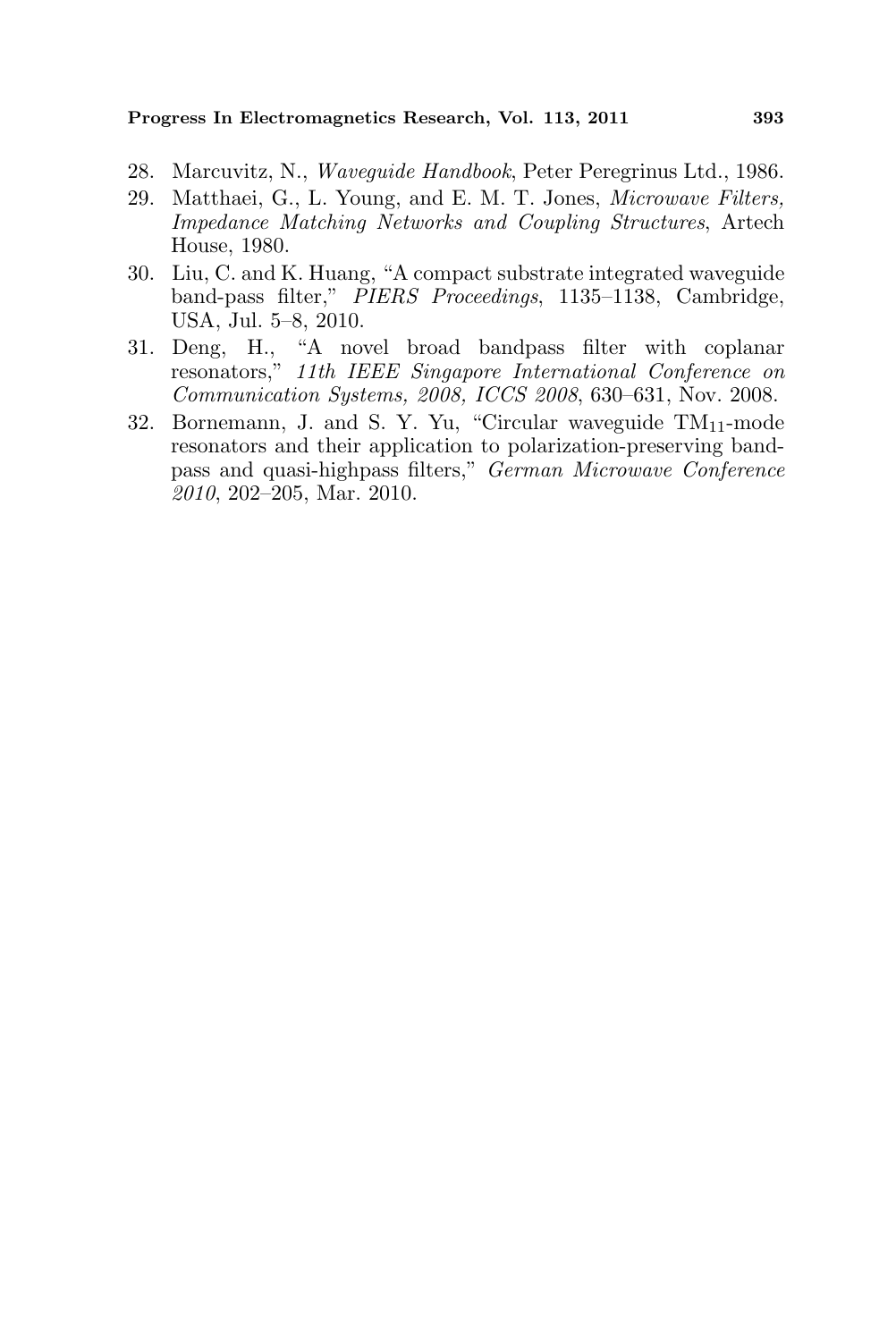28. Marcuvitz, N., *Waveguide Handbook*, Peter Peregrinus Ltd., 1986.
29. Matthaei, G., L. Young, and E. M. T. Jones, *Microwave Filters, Impedance Matching Networks and Coupling Structures*, Artech House, 1980.
30. Liu, C. and K. Huang, "A compact substrate integrated waveguide band-pass filter," *PIERS Proceedings*, 1135–1138, Cambridge, USA, Jul. 5–8, 2010.
31. Deng, H., "A novel broad bandpass filter with coplanar resonators," *11th IEEE Singapore International Conference on Communication Systems, 2008, ICCS 2008*, 630–631, Nov. 2008.
32. Bornemann, J. and S. Y. Yu, "Circular waveguide $TM_{11}$-mode resonators and their application to polarization-preserving band-pass and quasi-highpass filters," *German Microwave Conference 2010*, 202–205, Mar. 2010.